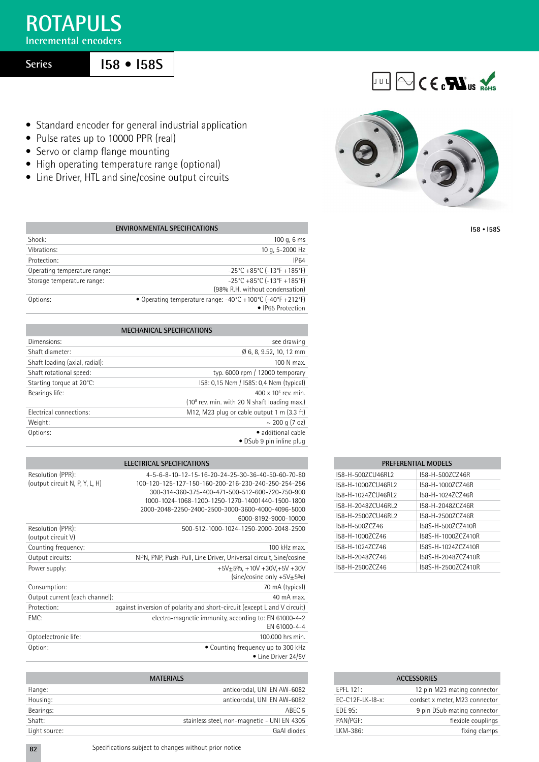# ROTAPULS

## Incremental encoders

**Series** | **I58 • I58S**

- Standard encoder for general industrial application
- Pulse rates up to 10000 PPR (real)
- Servo or clamp flange mounting
- High operating temperature range (optional)
- Line Driver, HTL and sine/cosine output circuits

I58 • I58S

| ENVIRONMENTAL SPECIFICATIONS | |
|---|---|
| Shock: | 100 g, 6 ms |
| Vibrations: | 10 g, 5-2000 Hz |
| Protection: | IP64 |
| Operating temperature range: | -25°C +85°C (-13°F +185°F) |
| Storage temperature range: | -25°C +85°C (-13°F +185°F) (98% R.H. without condensation) |
| Options: | • Operating temperature range: -40°C +100°C (-40°F +212°F) • IP65 Protection |

| MECHANICAL SPECIFICATIONS | |
|---|---|
| Dimensions: | see drawing |
| Shaft diameter: | Ø 6, 8, 9.52, 10, 12 mm |
| Shaft loading (axial, radial): | 100 N max. |
| Shaft rotational speed: | typ. 6000 rpm / 12000 temporary |
| Starting torque at 20°C: | I58: 0,15 Ncm / I58S: 0,4 Ncm (typical) |
| Bearings life: | 400 x $10^6$ rev. min. ($10^9$ rev. min. with 20 N shaft loading max.) |
| Electrical connections: | M12, M23 plug or cable output 1 m (3.3 ft) |
| Weight: | ~ 200 g (7 oz) |
| Options: | • additional cable • DSub 9 pin inline plug |

| ELECTRICAL SPECIFICATIONS | |
|---|---|
| Resolution (PPR): (output circuit N, P, Y, L, H) | 4-5-6-8-10-12-15-16-20-24-25-30-36-40-50-60-70-80 100-120-125-127-150-160-200-216-230-240-250-254-256 300-314-360-375-400-471-500-512-600-720-750-900 1000-1024-1068-1200-1250-1270-14001440-1500-1800 2000-2048-2250-2400-2500-3000-3600-4000-4096-5000 6000-8192-9000-10000 |
| Resolution (PPR): (output circuit V) | 500-512-1000-1024-1250-2000-2048-2500 |
| Counting frequency: | 100 kHz max. |
| Output circuits: | NPN, PNP, Push-Pull, Line Driver, Universal circuit, Sine/cosine |
| Power supply: | +5V±5%, +10V +30V,+5V +30V (sine/cosine only +5V±5%) |
| Consumption: | 70 mA (typical) |
| Output current (each channel): | 40 mA max. |
| Protection: | against inversion of polarity and short-circuit (except L and V circuit) |
| EMC: | electro-magnetic immunity, according to: EN 61000-4-2 EN 61000-4-4 |
| Optoelectronic life: | 100.000 hrs min. |
| Option: | • Counting frequency up to 300 kHz • Line Driver 24/5V |

| PREFERENTIAL MODELS | |
|---|---|
| I58-H-500ZCU46RL2 | I58-H-500ZCZ46R |
| I58-H-1000ZCU46RL2 | I58-H-1000ZCZ46R |
| I58-H-1024ZCU46RL2 | I58-H-1024ZCZ46R |
| I58-H-2048ZCU46RL2 | I58-H-2048ZCZ46R |
| I58-H-2500ZCU46RL2 | I58-H-2500ZCZ46R |
| I58-H-500ZCZ46 | I58S-H-500ZCZ410R |
| I58-H-1000ZCZ46 | I58S-H-1000ZCZ410R |
| I58-H-1024ZCZ46 | I58S-H-1024ZCZ410R |
| I58-H-2048ZCZ46 | I58S-H-2048ZCZ410R |
| I58-H-2500ZCZ46 | I58S-H-2500ZCZ410R |

| MATERIALS | |
|---|---|
| Flange: | anticorodal, UNI EN AW-6082 |
| Housing: | anticorodal, UNI EN AW-6082 |
| Bearings: | ABEC 5 |
| Shaft: | stainless steel, non-magnetic - UNI EN 4305 |
| Light source: | GaAl diodes |

| ACCESSORIES | |
|---|---|
| EPFL 121: | 12 pin M23 mating connector |
| EC-C12F-LK-I8-x: | cordset x meter, M23 connector |
| EDE 9S: | 9 pin DSub mating connector |
| PAN/PGF: | flexible couplings |
| LKM-386: | fixing clamps |

Specifications subject to changes without prior notice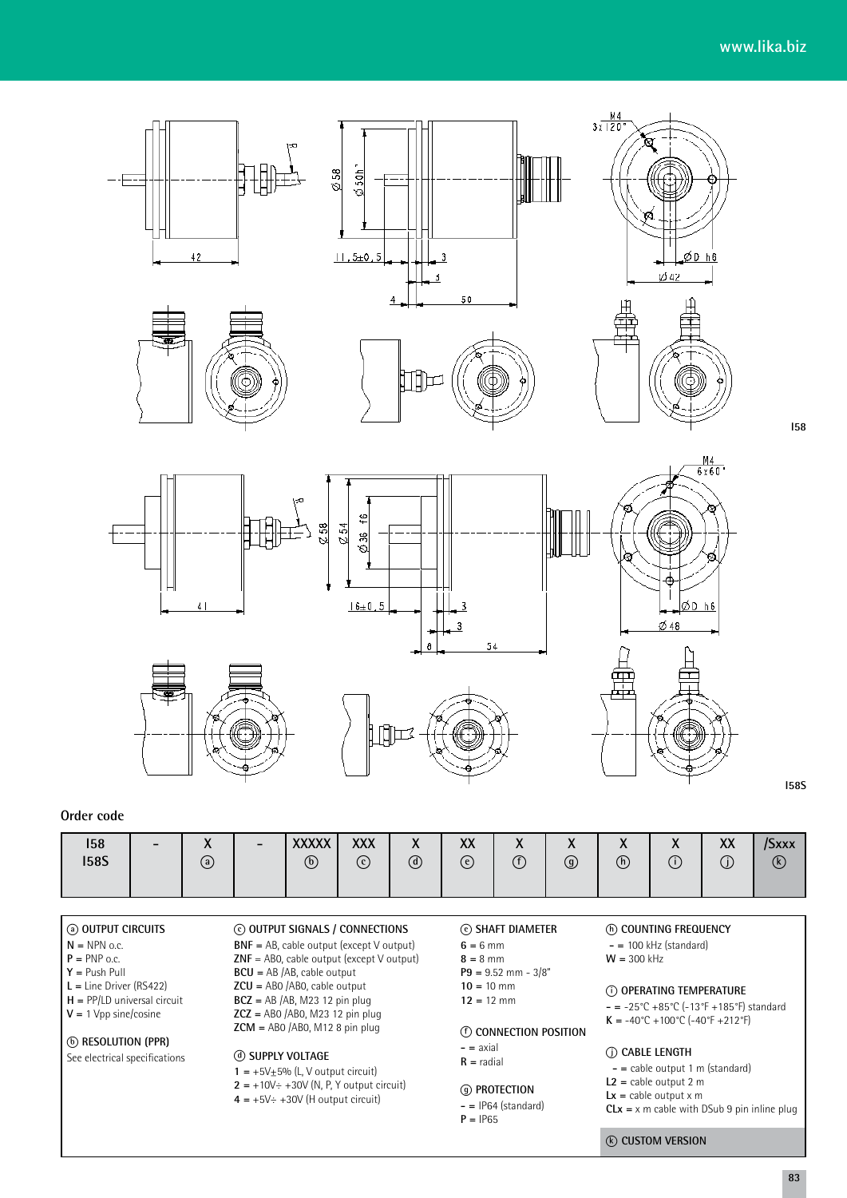M4
3x120°

Ø 58
Ø 50h7

42

11,5±0,5
3
5
4
50

ØD h6
Ø 42

I58

M4
6x60°

Ø 58
Ø 54
Ø 36 f6

41

16±0,5
3
3
8
54

ØD h6
Ø 48

I58S

## Order code

| I58 I58S | - | X (a) | - | XXXXX (b) | XXX (c) | X (d) | XX (e) | X (f) | X (g) | X (h) | X (i) | XX (j) | /Sxxx (k) |
|---|---|---|---|---|---|---|---|---|---|---|---|---|---|

**(a) OUTPUT CIRCUITS**
**N** = NPN o.c.
**P** = PNP o.c.
**Y** = Push Pull
**L** = Line Driver (RS422)
**H** = PP/LD universal circuit
**V** = 1 Vpp sine/cosine

**(b) RESOLUTION (PPR)**
See electrical specifications

**(c) OUTPUT SIGNALS / CONNECTIONS**
**BNF** = AB, cable output (except V output)
**ZNF** = AB0, cable output (except V output)
**BCU** = AB /AB, cable output
**ZCU** = AB0 /AB0, cable output
**BCZ** = AB /AB, M23 12 pin plug
**ZCZ** = AB0 /AB0, M23 12 pin plug
**ZCM** = AB0 /AB0, M12 8 pin plug

**(d) SUPPLY VOLTAGE**
**1** = +5V±5% (L, V output circuit)
**2** = +10V÷ +30V (N, P, Y output circuit)
**4** = +5V÷ +30V (H output circuit)

**(e) SHAFT DIAMETER**
**6** = 6 mm
**8** = 8 mm
**P9** = 9.52 mm - 3/8"
**10** = 10 mm
**12** = 12 mm

**(f) CONNECTION POSITION**
**-** = axial
**R** = radial

**(g) PROTECTION**
**-** = IP64 (standard)
**P** = IP65

**(h) COUNTING FREQUENCY**
**-** = 100 kHz (standard)
**W** = 300 kHz

**(i) OPERATING TEMPERATURE**
**-** = -25°C +85°C (-13°F +185°F) standard
**K** = -40°C +100°C (-40°F +212°F)

**(j) CABLE LENGTH**
**-** = cable output 1 m (standard)
**L2** = cable output 2 m
**Lx** = cable output x m
**CLx** = x m cable with DSub 9 pin inline plug

**(k) CUSTOM VERSION**